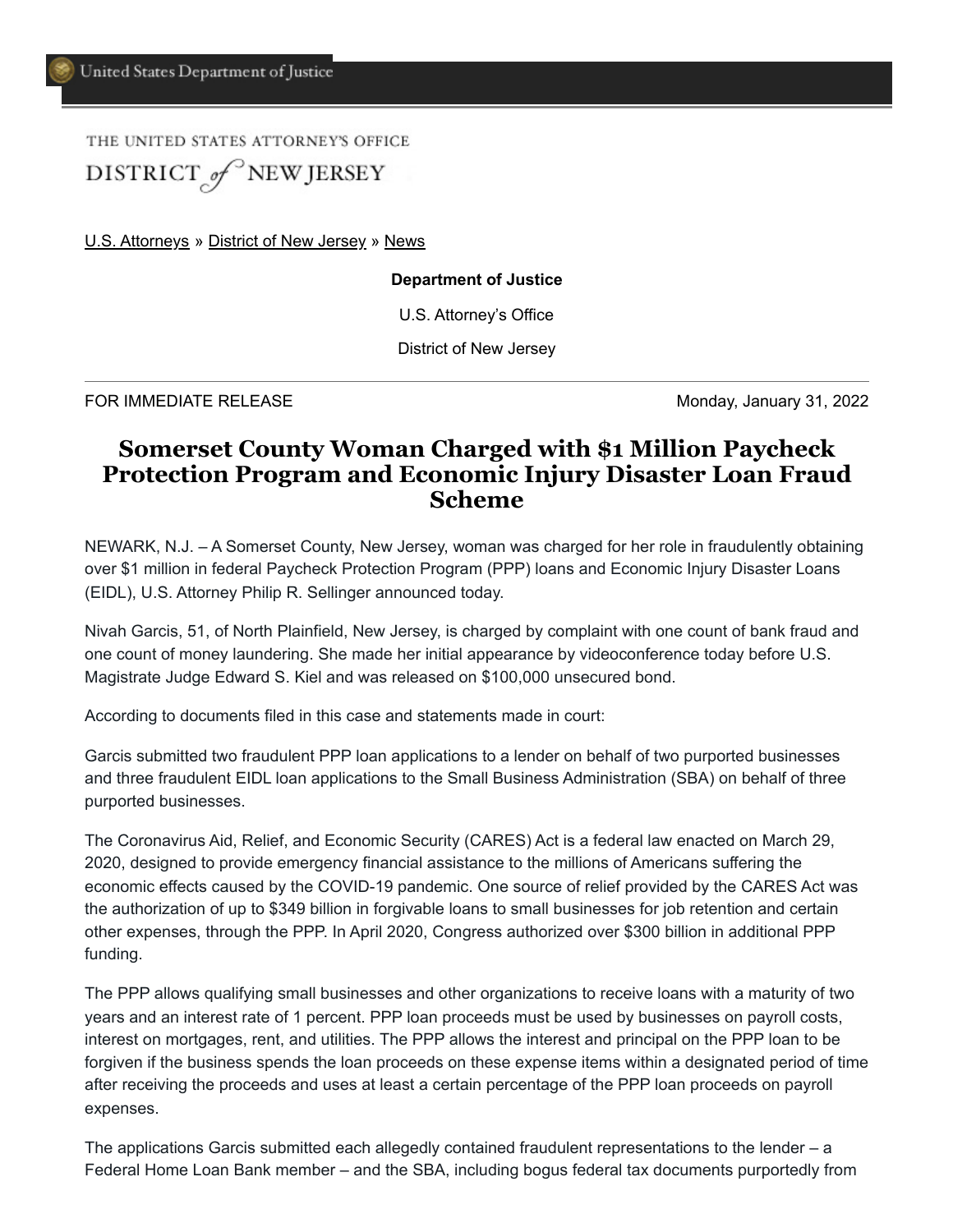United States Department of Justice

THE UNITED STATES ATTORNEY'S OFFICE
DISTRICT of NEW JERSEY

U.S. Attorneys » District of New Jersey » News

**Department of Justice**

U.S. Attorney's Office

District of New Jersey

FOR IMMEDIATE RELEASE Monday, January 31, 2022

# Somerset County Woman Charged with $1 Million Paycheck Protection Program and Economic Injury Disaster Loan Fraud Scheme

NEWARK, N.J. – A Somerset County, New Jersey, woman was charged for her role in fraudulently obtaining over $1 million in federal Paycheck Protection Program (PPP) loans and Economic Injury Disaster Loans (EIDL), U.S. Attorney Philip R. Sellinger announced today.

Nivah Garcis, 51, of North Plainfield, New Jersey, is charged by complaint with one count of bank fraud and one count of money laundering. She made her initial appearance by videoconference today before U.S. Magistrate Judge Edward S. Kiel and was released on $100,000 unsecured bond.

According to documents filed in this case and statements made in court:

Garcis submitted two fraudulent PPP loan applications to a lender on behalf of two purported businesses and three fraudulent EIDL loan applications to the Small Business Administration (SBA) on behalf of three purported businesses.

The Coronavirus Aid, Relief, and Economic Security (CARES) Act is a federal law enacted on March 29, 2020, designed to provide emergency financial assistance to the millions of Americans suffering the economic effects caused by the COVID-19 pandemic. One source of relief provided by the CARES Act was the authorization of up to $349 billion in forgivable loans to small businesses for job retention and certain other expenses, through the PPP. In April 2020, Congress authorized over $300 billion in additional PPP funding.

The PPP allows qualifying small businesses and other organizations to receive loans with a maturity of two years and an interest rate of 1 percent. PPP loan proceeds must be used by businesses on payroll costs, interest on mortgages, rent, and utilities. The PPP allows the interest and principal on the PPP loan to be forgiven if the business spends the loan proceeds on these expense items within a designated period of time after receiving the proceeds and uses at least a certain percentage of the PPP loan proceeds on payroll expenses.

The applications Garcis submitted each allegedly contained fraudulent representations to the lender – a Federal Home Loan Bank member – and the SBA, including bogus federal tax documents purportedly from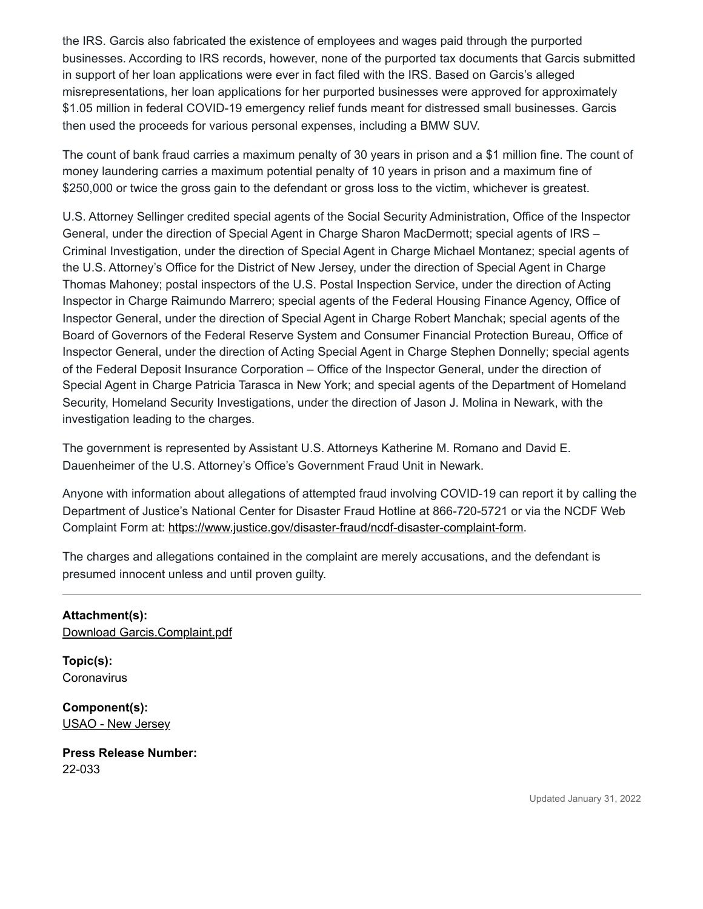the IRS. Garcis also fabricated the existence of employees and wages paid through the purported businesses. According to IRS records, however, none of the purported tax documents that Garcis submitted in support of her loan applications were ever in fact filed with the IRS. Based on Garcis's alleged misrepresentations, her loan applications for her purported businesses were approved for approximately $1.05 million in federal COVID-19 emergency relief funds meant for distressed small businesses. Garcis then used the proceeds for various personal expenses, including a BMW SUV.

The count of bank fraud carries a maximum penalty of 30 years in prison and a $1 million fine. The count of money laundering carries a maximum potential penalty of 10 years in prison and a maximum fine of $250,000 or twice the gross gain to the defendant or gross loss to the victim, whichever is greatest.

U.S. Attorney Sellinger credited special agents of the Social Security Administration, Office of the Inspector General, under the direction of Special Agent in Charge Sharon MacDermott; special agents of IRS – Criminal Investigation, under the direction of Special Agent in Charge Michael Montanez; special agents of the U.S. Attorney's Office for the District of New Jersey, under the direction of Special Agent in Charge Thomas Mahoney; postal inspectors of the U.S. Postal Inspection Service, under the direction of Acting Inspector in Charge Raimundo Marrero; special agents of the Federal Housing Finance Agency, Office of Inspector General, under the direction of Special Agent in Charge Robert Manchak; special agents of the Board of Governors of the Federal Reserve System and Consumer Financial Protection Bureau, Office of Inspector General, under the direction of Acting Special Agent in Charge Stephen Donnelly; special agents of the Federal Deposit Insurance Corporation – Office of the Inspector General, under the direction of Special Agent in Charge Patricia Tarasca in New York; and special agents of the Department of Homeland Security, Homeland Security Investigations, under the direction of Jason J. Molina in Newark, with the investigation leading to the charges.

The government is represented by Assistant U.S. Attorneys Katherine M. Romano and David E. Dauenheimer of the U.S. Attorney's Office's Government Fraud Unit in Newark.

Anyone with information about allegations of attempted fraud involving COVID-19 can report it by calling the Department of Justice's National Center for Disaster Fraud Hotline at 866-720-5721 or via the NCDF Web Complaint Form at: https://www.justice.gov/disaster-fraud/ncdf-disaster-complaint-form.

The charges and allegations contained in the complaint are merely accusations, and the defendant is presumed innocent unless and until proven guilty.

---

**Attachment(s):**
Download Garcis.Complaint.pdf

**Topic(s):**
Coronavirus

**Component(s):**
USAO - New Jersey

**Press Release Number:**
22-033

Updated January 31, 2022